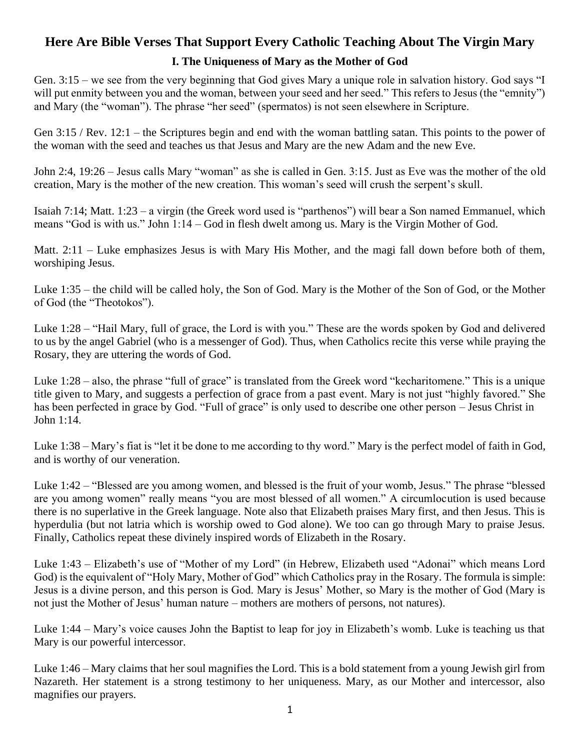# Here Are Bible Verses That Support Every Catholic Teaching About The Virgin Mary

## I. The Uniqueness of Mary as the Mother of God

Gen. 3:15 – we see from the very beginning that God gives Mary a unique role in salvation history. God says "I will put enmity between you and the woman, between your seed and her seed." This refers to Jesus (the "emnity") and Mary (the "woman"). The phrase "her seed" (spermatos) is not seen elsewhere in Scripture.

Gen 3:15 / Rev. 12:1 – the Scriptures begin and end with the woman battling satan. This points to the power of the woman with the seed and teaches us that Jesus and Mary are the new Adam and the new Eve.

John 2:4, 19:26 – Jesus calls Mary "woman" as she is called in Gen. 3:15. Just as Eve was the mother of the old creation, Mary is the mother of the new creation. This woman's seed will crush the serpent's skull.

Isaiah 7:14; Matt. 1:23 – a virgin (the Greek word used is "parthenos") will bear a Son named Emmanuel, which means "God is with us." John 1:14 – God in flesh dwelt among us. Mary is the Virgin Mother of God.

Matt. 2:11 – Luke emphasizes Jesus is with Mary His Mother, and the magi fall down before both of them, worshiping Jesus.

Luke 1:35 – the child will be called holy, the Son of God. Mary is the Mother of the Son of God, or the Mother of God (the "Theotokos").

Luke 1:28 – "Hail Mary, full of grace, the Lord is with you." These are the words spoken by God and delivered to us by the angel Gabriel (who is a messenger of God). Thus, when Catholics recite this verse while praying the Rosary, they are uttering the words of God.

Luke 1:28 – also, the phrase "full of grace" is translated from the Greek word "kecharitomene." This is a unique title given to Mary, and suggests a perfection of grace from a past event. Mary is not just "highly favored." She has been perfected in grace by God. "Full of grace" is only used to describe one other person – Jesus Christ in John 1:14.

Luke 1:38 – Mary's fiat is "let it be done to me according to thy word." Mary is the perfect model of faith in God, and is worthy of our veneration.

Luke 1:42 – "Blessed are you among women, and blessed is the fruit of your womb, Jesus." The phrase "blessed are you among women" really means "you are most blessed of all women." A circumlocution is used because there is no superlative in the Greek language. Note also that Elizabeth praises Mary first, and then Jesus. This is hyperdulia (but not latria which is worship owed to God alone). We too can go through Mary to praise Jesus. Finally, Catholics repeat these divinely inspired words of Elizabeth in the Rosary.

Luke 1:43 – Elizabeth's use of "Mother of my Lord" (in Hebrew, Elizabeth used "Adonai" which means Lord God) is the equivalent of "Holy Mary, Mother of God" which Catholics pray in the Rosary. The formula is simple: Jesus is a divine person, and this person is God. Mary is Jesus' Mother, so Mary is the mother of God (Mary is not just the Mother of Jesus' human nature – mothers are mothers of persons, not natures).

Luke 1:44 – Mary's voice causes John the Baptist to leap for joy in Elizabeth's womb. Luke is teaching us that Mary is our powerful intercessor.

Luke 1:46 – Mary claims that her soul magnifies the Lord. This is a bold statement from a young Jewish girl from Nazareth. Her statement is a strong testimony to her uniqueness. Mary, as our Mother and intercessor, also magnifies our prayers.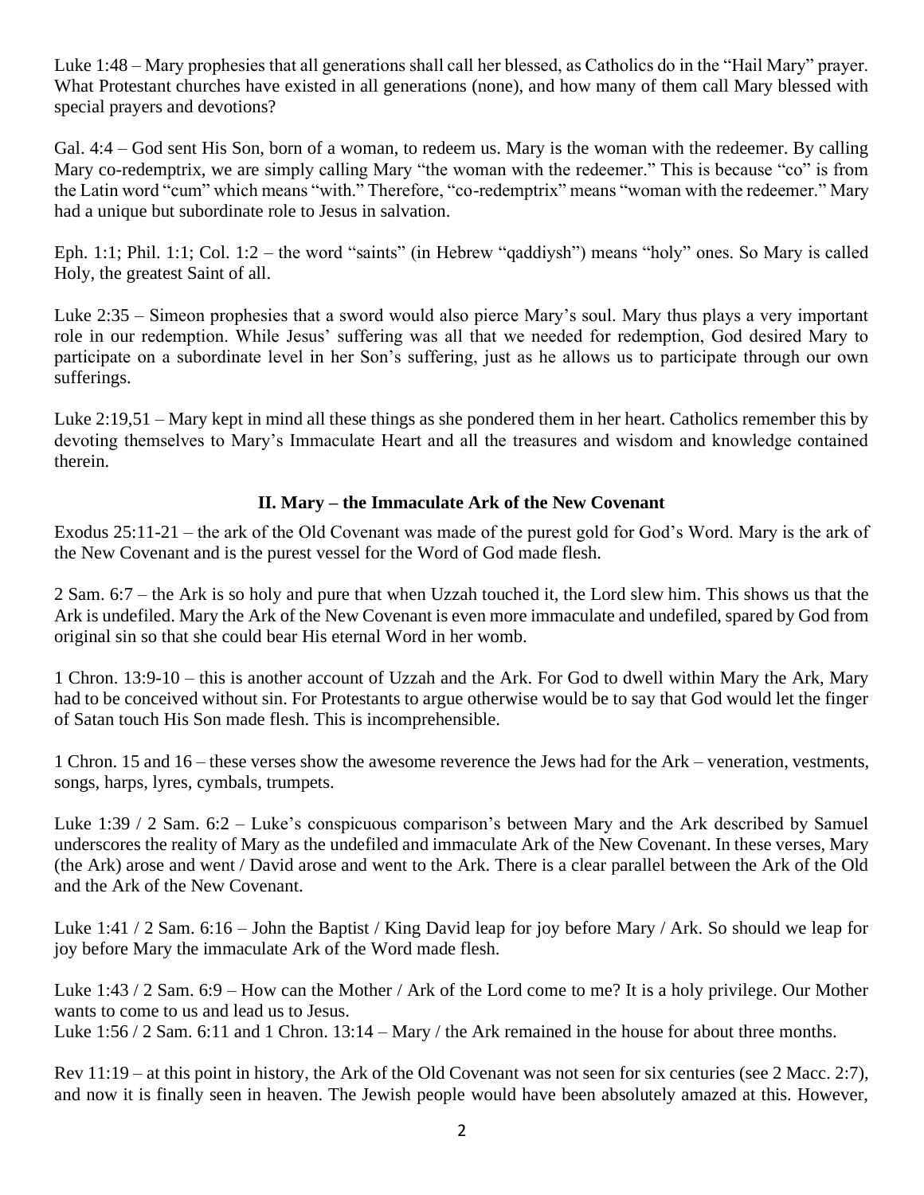Luke 1:48 – Mary prophesies that all generations shall call her blessed, as Catholics do in the "Hail Mary" prayer. What Protestant churches have existed in all generations (none), and how many of them call Mary blessed with special prayers and devotions?

Gal. 4:4 – God sent His Son, born of a woman, to redeem us. Mary is the woman with the redeemer. By calling Mary co-redemptrix, we are simply calling Mary "the woman with the redeemer." This is because "co" is from the Latin word "cum" which means "with." Therefore, "co-redemptrix" means "woman with the redeemer." Mary had a unique but subordinate role to Jesus in salvation.

Eph. 1:1; Phil. 1:1; Col. 1:2 – the word "saints" (in Hebrew "qaddiysh") means "holy" ones. So Mary is called Holy, the greatest Saint of all.

Luke 2:35 – Simeon prophesies that a sword would also pierce Mary's soul. Mary thus plays a very important role in our redemption. While Jesus' suffering was all that we needed for redemption, God desired Mary to participate on a subordinate level in her Son's suffering, just as he allows us to participate through our own sufferings.

Luke 2:19,51 – Mary kept in mind all these things as she pondered them in her heart. Catholics remember this by devoting themselves to Mary's Immaculate Heart and all the treasures and wisdom and knowledge contained therein.

## II. Mary – the Immaculate Ark of the New Covenant

Exodus 25:11-21 – the ark of the Old Covenant was made of the purest gold for God's Word. Mary is the ark of the New Covenant and is the purest vessel for the Word of God made flesh.

2 Sam. 6:7 – the Ark is so holy and pure that when Uzzah touched it, the Lord slew him. This shows us that the Ark is undefiled. Mary the Ark of the New Covenant is even more immaculate and undefiled, spared by God from original sin so that she could bear His eternal Word in her womb.

1 Chron. 13:9-10 – this is another account of Uzzah and the Ark. For God to dwell within Mary the Ark, Mary had to be conceived without sin. For Protestants to argue otherwise would be to say that God would let the finger of Satan touch His Son made flesh. This is incomprehensible.

1 Chron. 15 and 16 – these verses show the awesome reverence the Jews had for the Ark – veneration, vestments, songs, harps, lyres, cymbals, trumpets.

Luke 1:39 / 2 Sam. 6:2 – Luke's conspicuous comparison's between Mary and the Ark described by Samuel underscores the reality of Mary as the undefiled and immaculate Ark of the New Covenant. In these verses, Mary (the Ark) arose and went / David arose and went to the Ark. There is a clear parallel between the Ark of the Old and the Ark of the New Covenant.

Luke 1:41 / 2 Sam. 6:16 – John the Baptist / King David leap for joy before Mary / Ark. So should we leap for joy before Mary the immaculate Ark of the Word made flesh.

Luke 1:43 / 2 Sam. 6:9 – How can the Mother / Ark of the Lord come to me? It is a holy privilege. Our Mother wants to come to us and lead us to Jesus.
Luke 1:56 / 2 Sam. 6:11 and 1 Chron. 13:14 – Mary / the Ark remained in the house for about three months.

Rev 11:19 – at this point in history, the Ark of the Old Covenant was not seen for six centuries (see 2 Macc. 2:7), and now it is finally seen in heaven. The Jewish people would have been absolutely amazed at this. However,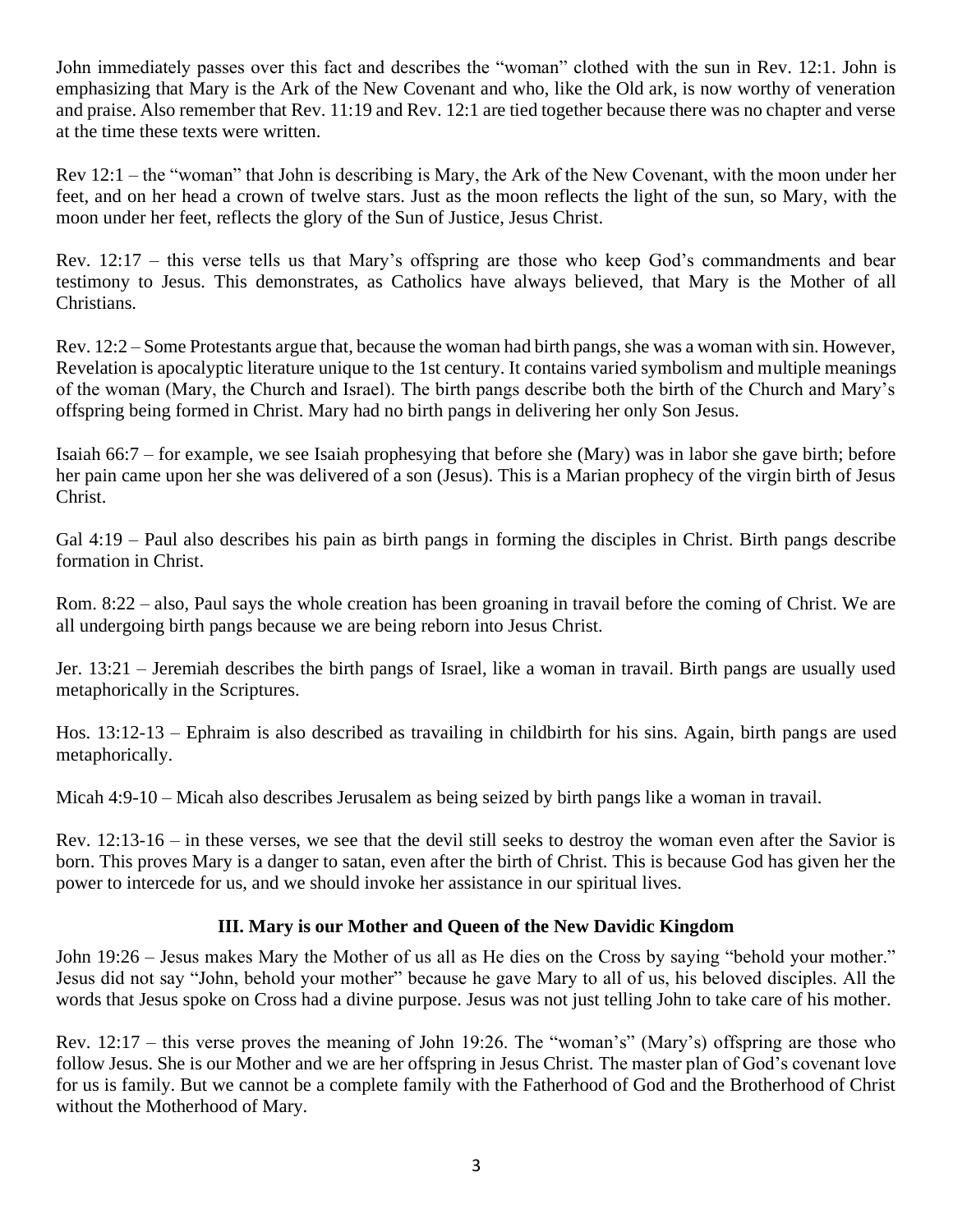John immediately passes over this fact and describes the "woman" clothed with the sun in Rev. 12:1. John is emphasizing that Mary is the Ark of the New Covenant and who, like the Old ark, is now worthy of veneration and praise. Also remember that Rev. 11:19 and Rev. 12:1 are tied together because there was no chapter and verse at the time these texts were written.

Rev 12:1 – the "woman" that John is describing is Mary, the Ark of the New Covenant, with the moon under her feet, and on her head a crown of twelve stars. Just as the moon reflects the light of the sun, so Mary, with the moon under her feet, reflects the glory of the Sun of Justice, Jesus Christ.

Rev. 12:17 – this verse tells us that Mary's offspring are those who keep God's commandments and bear testimony to Jesus. This demonstrates, as Catholics have always believed, that Mary is the Mother of all Christians.

Rev. 12:2 – Some Protestants argue that, because the woman had birth pangs, she was a woman with sin. However, Revelation is apocalyptic literature unique to the 1st century. It contains varied symbolism and multiple meanings of the woman (Mary, the Church and Israel). The birth pangs describe both the birth of the Church and Mary's offspring being formed in Christ. Mary had no birth pangs in delivering her only Son Jesus.

Isaiah 66:7 – for example, we see Isaiah prophesying that before she (Mary) was in labor she gave birth; before her pain came upon her she was delivered of a son (Jesus). This is a Marian prophecy of the virgin birth of Jesus Christ.

Gal 4:19 – Paul also describes his pain as birth pangs in forming the disciples in Christ. Birth pangs describe formation in Christ.

Rom. 8:22 – also, Paul says the whole creation has been groaning in travail before the coming of Christ. We are all undergoing birth pangs because we are being reborn into Jesus Christ.

Jer. 13:21 – Jeremiah describes the birth pangs of Israel, like a woman in travail. Birth pangs are usually used metaphorically in the Scriptures.

Hos. 13:12-13 – Ephraim is also described as travailing in childbirth for his sins. Again, birth pangs are used metaphorically.

Micah 4:9-10 – Micah also describes Jerusalem as being seized by birth pangs like a woman in travail.

Rev. 12:13-16 – in these verses, we see that the devil still seeks to destroy the woman even after the Savior is born. This proves Mary is a danger to satan, even after the birth of Christ. This is because God has given her the power to intercede for us, and we should invoke her assistance in our spiritual lives.

## III. Mary is our Mother and Queen of the New Davidic Kingdom

John 19:26 – Jesus makes Mary the Mother of us all as He dies on the Cross by saying "behold your mother." Jesus did not say "John, behold your mother" because he gave Mary to all of us, his beloved disciples. All the words that Jesus spoke on Cross had a divine purpose. Jesus was not just telling John to take care of his mother.

Rev. 12:17 – this verse proves the meaning of John 19:26. The "woman's" (Mary's) offspring are those who follow Jesus. She is our Mother and we are her offspring in Jesus Christ. The master plan of God's covenant love for us is family. But we cannot be a complete family with the Fatherhood of God and the Brotherhood of Christ without the Motherhood of Mary.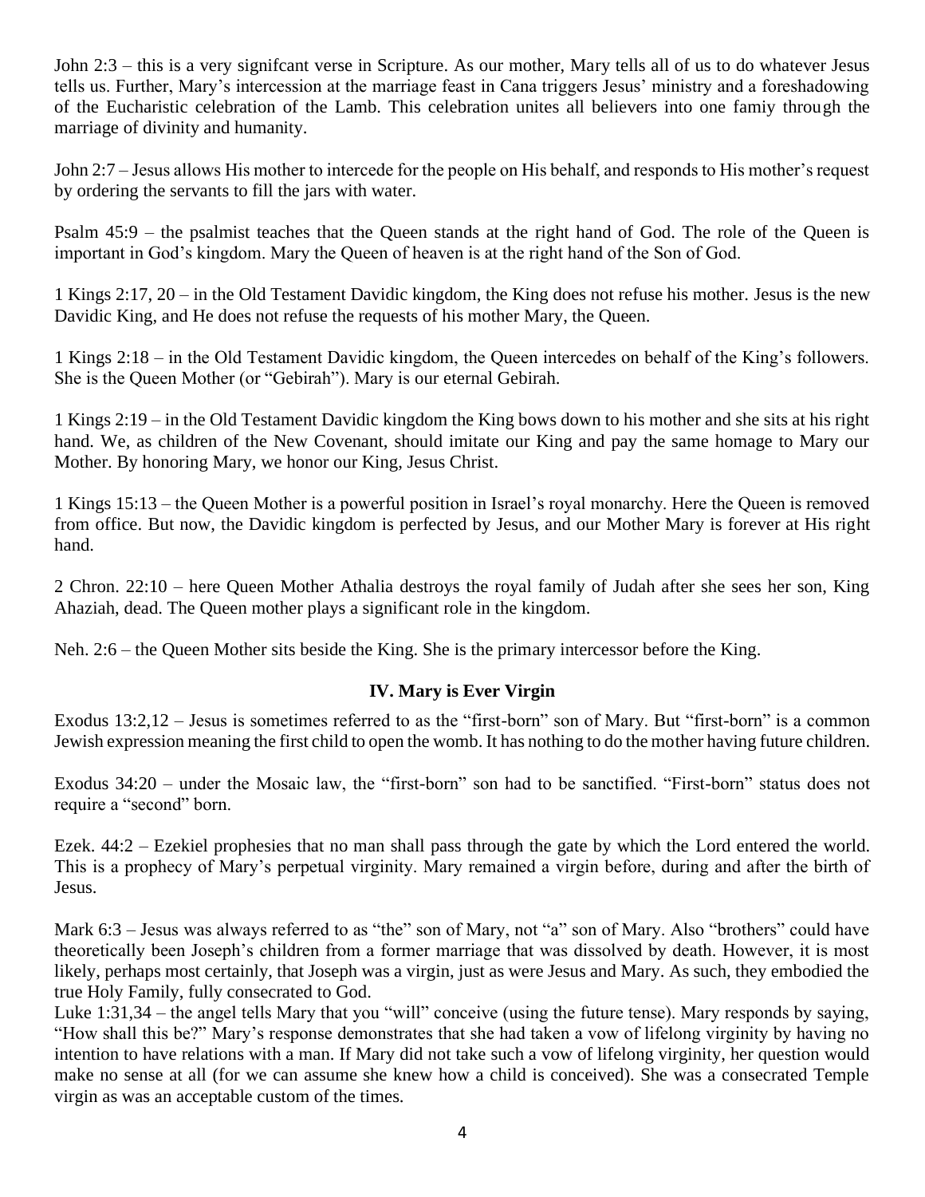John 2:3 – this is a very signifcant verse in Scripture. As our mother, Mary tells all of us to do whatever Jesus tells us. Further, Mary's intercession at the marriage feast in Cana triggers Jesus' ministry and a foreshadowing of the Eucharistic celebration of the Lamb. This celebration unites all believers into one famiy through the marriage of divinity and humanity.

John 2:7 – Jesus allows His mother to intercede for the people on His behalf, and responds to His mother's request by ordering the servants to fill the jars with water.

Psalm 45:9 – the psalmist teaches that the Queen stands at the right hand of God. The role of the Queen is important in God's kingdom. Mary the Queen of heaven is at the right hand of the Son of God.

1 Kings 2:17, 20 – in the Old Testament Davidic kingdom, the King does not refuse his mother. Jesus is the new Davidic King, and He does not refuse the requests of his mother Mary, the Queen.

1 Kings 2:18 – in the Old Testament Davidic kingdom, the Queen intercedes on behalf of the King's followers. She is the Queen Mother (or "Gebirah"). Mary is our eternal Gebirah.

1 Kings 2:19 – in the Old Testament Davidic kingdom the King bows down to his mother and she sits at his right hand. We, as children of the New Covenant, should imitate our King and pay the same homage to Mary our Mother. By honoring Mary, we honor our King, Jesus Christ.

1 Kings 15:13 – the Queen Mother is a powerful position in Israel's royal monarchy. Here the Queen is removed from office. But now, the Davidic kingdom is perfected by Jesus, and our Mother Mary is forever at His right hand.

2 Chron. 22:10 – here Queen Mother Athalia destroys the royal family of Judah after she sees her son, King Ahaziah, dead. The Queen mother plays a significant role in the kingdom.

Neh. 2:6 – the Queen Mother sits beside the King. She is the primary intercessor before the King.

## IV. Mary is Ever Virgin

Exodus 13:2,12 – Jesus is sometimes referred to as the "first-born" son of Mary. But "first-born" is a common Jewish expression meaning the first child to open the womb. It has nothing to do the mother having future children.

Exodus 34:20 – under the Mosaic law, the "first-born" son had to be sanctified. "First-born" status does not require a "second" born.

Ezek. 44:2 – Ezekiel prophesies that no man shall pass through the gate by which the Lord entered the world. This is a prophecy of Mary's perpetual virginity. Mary remained a virgin before, during and after the birth of Jesus.

Mark 6:3 – Jesus was always referred to as "the" son of Mary, not "a" son of Mary. Also "brothers" could have theoretically been Joseph's children from a former marriage that was dissolved by death. However, it is most likely, perhaps most certainly, that Joseph was a virgin, just as were Jesus and Mary. As such, they embodied the true Holy Family, fully consecrated to God.

Luke 1:31,34 – the angel tells Mary that you "will" conceive (using the future tense). Mary responds by saying, "How shall this be?" Mary's response demonstrates that she had taken a vow of lifelong virginity by having no intention to have relations with a man. If Mary did not take such a vow of lifelong virginity, her question would make no sense at all (for we can assume she knew how a child is conceived). She was a consecrated Temple virgin as was an acceptable custom of the times.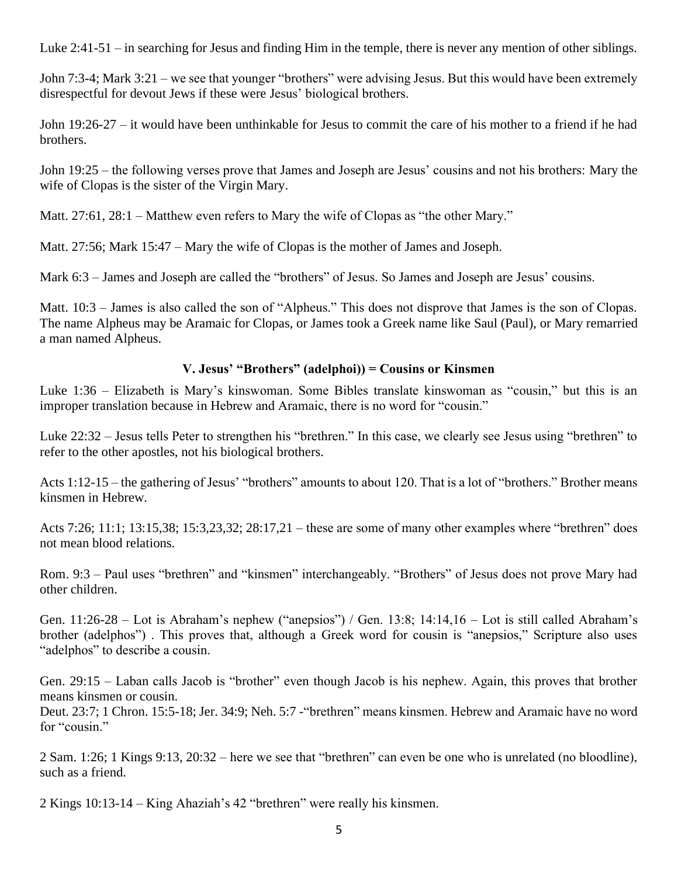Luke 2:41-51 – in searching for Jesus and finding Him in the temple, there is never any mention of other siblings.

John 7:3-4; Mark 3:21 – we see that younger "brothers" were advising Jesus. But this would have been extremely disrespectful for devout Jews if these were Jesus' biological brothers.

John 19:26-27 – it would have been unthinkable for Jesus to commit the care of his mother to a friend if he had brothers.

John 19:25 – the following verses prove that James and Joseph are Jesus' cousins and not his brothers: Mary the wife of Clopas is the sister of the Virgin Mary.

Matt. 27:61, 28:1 – Matthew even refers to Mary the wife of Clopas as "the other Mary."

Matt. 27:56; Mark 15:47 – Mary the wife of Clopas is the mother of James and Joseph.

Mark 6:3 – James and Joseph are called the "brothers" of Jesus. So James and Joseph are Jesus' cousins.

Matt. 10:3 – James is also called the son of "Alpheus." This does not disprove that James is the son of Clopas. The name Alpheus may be Aramaic for Clopas, or James took a Greek name like Saul (Paul), or Mary remarried a man named Alpheus.

### V. Jesus' "Brothers" (adelphoi)) = Cousins or Kinsmen

Luke 1:36 – Elizabeth is Mary's kinswoman. Some Bibles translate kinswoman as "cousin," but this is an improper translation because in Hebrew and Aramaic, there is no word for "cousin."

Luke 22:32 – Jesus tells Peter to strengthen his "brethren." In this case, we clearly see Jesus using "brethren" to refer to the other apostles, not his biological brothers.

Acts 1:12-15 – the gathering of Jesus' "brothers" amounts to about 120. That is a lot of "brothers." Brother means kinsmen in Hebrew.

Acts 7:26; 11:1; 13:15,38; 15:3,23,32; 28:17,21 – these are some of many other examples where "brethren" does not mean blood relations.

Rom. 9:3 – Paul uses "brethren" and "kinsmen" interchangeably. "Brothers" of Jesus does not prove Mary had other children.

Gen. 11:26-28 – Lot is Abraham's nephew ("anepsios") / Gen. 13:8; 14:14,16 – Lot is still called Abraham's brother (adelphos") . This proves that, although a Greek word for cousin is "anepsios," Scripture also uses "adelphos" to describe a cousin.

Gen. 29:15 – Laban calls Jacob is "brother" even though Jacob is his nephew. Again, this proves that brother means kinsmen or cousin.
Deut. 23:7; 1 Chron. 15:5-18; Jer. 34:9; Neh. 5:7 -"brethren" means kinsmen. Hebrew and Aramaic have no word for "cousin."

2 Sam. 1:26; 1 Kings 9:13, 20:32 – here we see that "brethren" can even be one who is unrelated (no bloodline), such as a friend.

2 Kings 10:13-14 – King Ahaziah's 42 "brethren" were really his kinsmen.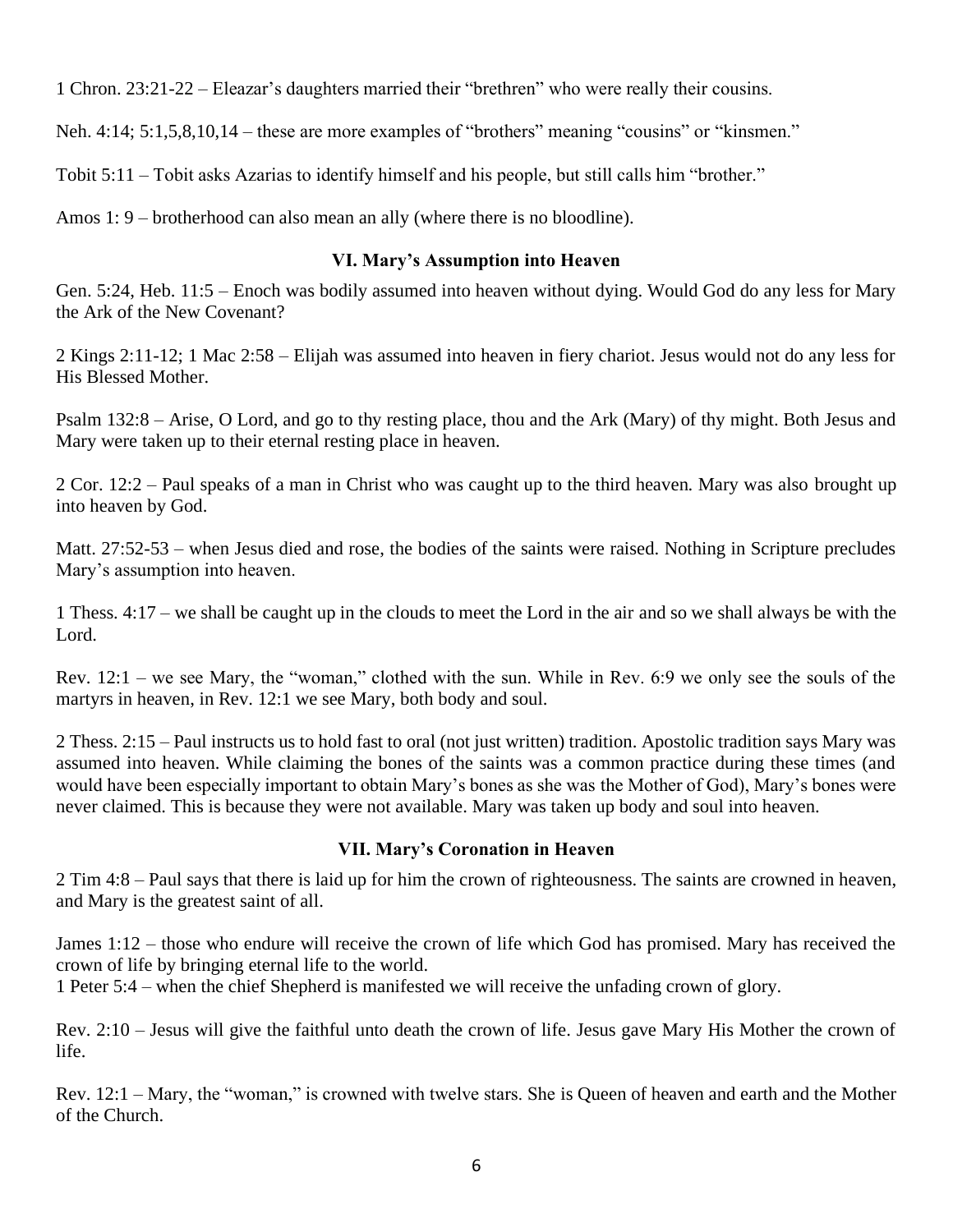1 Chron. 23:21-22 – Eleazar's daughters married their "brethren" who were really their cousins.

Neh. 4:14; 5:1,5,8,10,14 – these are more examples of "brothers" meaning "cousins" or "kinsmen."

Tobit 5:11 – Tobit asks Azarias to identify himself and his people, but still calls him "brother."

Amos 1: 9 – brotherhood can also mean an ally (where there is no bloodline).

### VI. Mary's Assumption into Heaven

Gen. 5:24, Heb. 11:5 – Enoch was bodily assumed into heaven without dying. Would God do any less for Mary the Ark of the New Covenant?

2 Kings 2:11-12; 1 Mac 2:58 – Elijah was assumed into heaven in fiery chariot. Jesus would not do any less for His Blessed Mother.

Psalm 132:8 – Arise, O Lord, and go to thy resting place, thou and the Ark (Mary) of thy might. Both Jesus and Mary were taken up to their eternal resting place in heaven.

2 Cor. 12:2 – Paul speaks of a man in Christ who was caught up to the third heaven. Mary was also brought up into heaven by God.

Matt. 27:52-53 – when Jesus died and rose, the bodies of the saints were raised. Nothing in Scripture precludes Mary's assumption into heaven.

1 Thess. 4:17 – we shall be caught up in the clouds to meet the Lord in the air and so we shall always be with the Lord.

Rev. 12:1 – we see Mary, the "woman," clothed with the sun. While in Rev. 6:9 we only see the souls of the martyrs in heaven, in Rev. 12:1 we see Mary, both body and soul.

2 Thess. 2:15 – Paul instructs us to hold fast to oral (not just written) tradition. Apostolic tradition says Mary was assumed into heaven. While claiming the bones of the saints was a common practice during these times (and would have been especially important to obtain Mary's bones as she was the Mother of God), Mary's bones were never claimed. This is because they were not available. Mary was taken up body and soul into heaven.

### VII. Mary's Coronation in Heaven

2 Tim 4:8 – Paul says that there is laid up for him the crown of righteousness. The saints are crowned in heaven, and Mary is the greatest saint of all.

James 1:12 – those who endure will receive the crown of life which God has promised. Mary has received the crown of life by bringing eternal life to the world.

1 Peter 5:4 – when the chief Shepherd is manifested we will receive the unfading crown of glory.

Rev. 2:10 – Jesus will give the faithful unto death the crown of life. Jesus gave Mary His Mother the crown of life.

Rev. 12:1 – Mary, the "woman," is crowned with twelve stars. She is Queen of heaven and earth and the Mother of the Church.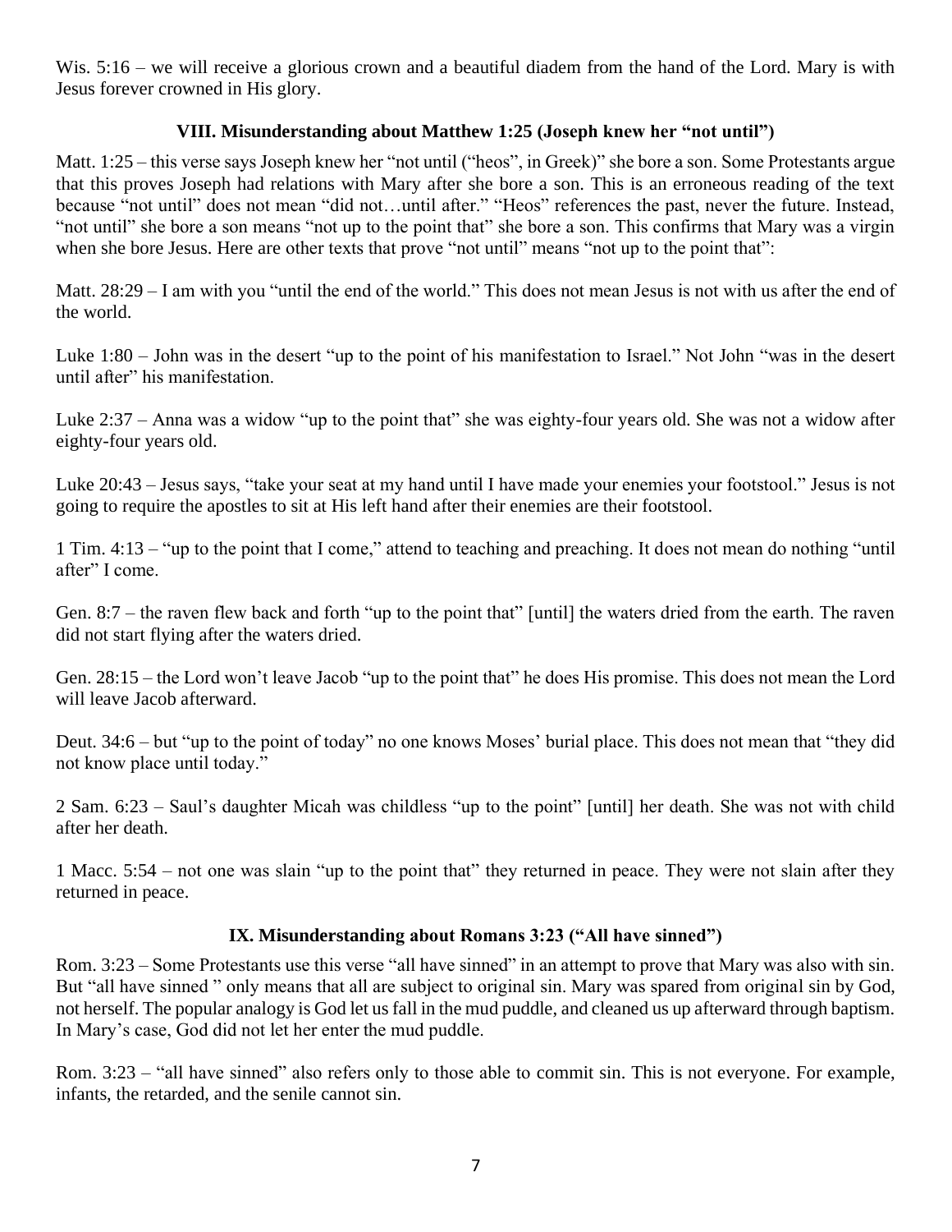Wis. 5:16 – we will receive a glorious crown and a beautiful diadem from the hand of the Lord. Mary is with Jesus forever crowned in His glory.

### VIII. Misunderstanding about Matthew 1:25 (Joseph knew her "not until")

Matt. 1:25 – this verse says Joseph knew her "not until ("heos", in Greek)" she bore a son. Some Protestants argue that this proves Joseph had relations with Mary after she bore a son. This is an erroneous reading of the text because "not until" does not mean "did not…until after." "Heos" references the past, never the future. Instead, "not until" she bore a son means "not up to the point that" she bore a son. This confirms that Mary was a virgin when she bore Jesus. Here are other texts that prove "not until" means "not up to the point that":

Matt. 28:29 – I am with you "until the end of the world." This does not mean Jesus is not with us after the end of the world.

Luke 1:80 – John was in the desert "up to the point of his manifestation to Israel." Not John "was in the desert until after" his manifestation.

Luke 2:37 – Anna was a widow "up to the point that" she was eighty-four years old. She was not a widow after eighty-four years old.

Luke 20:43 – Jesus says, "take your seat at my hand until I have made your enemies your footstool." Jesus is not going to require the apostles to sit at His left hand after their enemies are their footstool.

1 Tim. 4:13 – "up to the point that I come," attend to teaching and preaching. It does not mean do nothing "until after" I come.

Gen. 8:7 – the raven flew back and forth "up to the point that" [until] the waters dried from the earth. The raven did not start flying after the waters dried.

Gen. 28:15 – the Lord won't leave Jacob "up to the point that" he does His promise. This does not mean the Lord will leave Jacob afterward.

Deut. 34:6 – but "up to the point of today" no one knows Moses' burial place. This does not mean that "they did not know place until today."

2 Sam. 6:23 – Saul's daughter Micah was childless "up to the point" [until] her death. She was not with child after her death.

1 Macc. 5:54 – not one was slain "up to the point that" they returned in peace. They were not slain after they returned in peace.

### IX. Misunderstanding about Romans 3:23 ("All have sinned")

Rom. 3:23 – Some Protestants use this verse "all have sinned" in an attempt to prove that Mary was also with sin. But "all have sinned " only means that all are subject to original sin. Mary was spared from original sin by God, not herself. The popular analogy is God let us fall in the mud puddle, and cleaned us up afterward through baptism. In Mary's case, God did not let her enter the mud puddle.

Rom. 3:23 – "all have sinned" also refers only to those able to commit sin. This is not everyone. For example, infants, the retarded, and the senile cannot sin.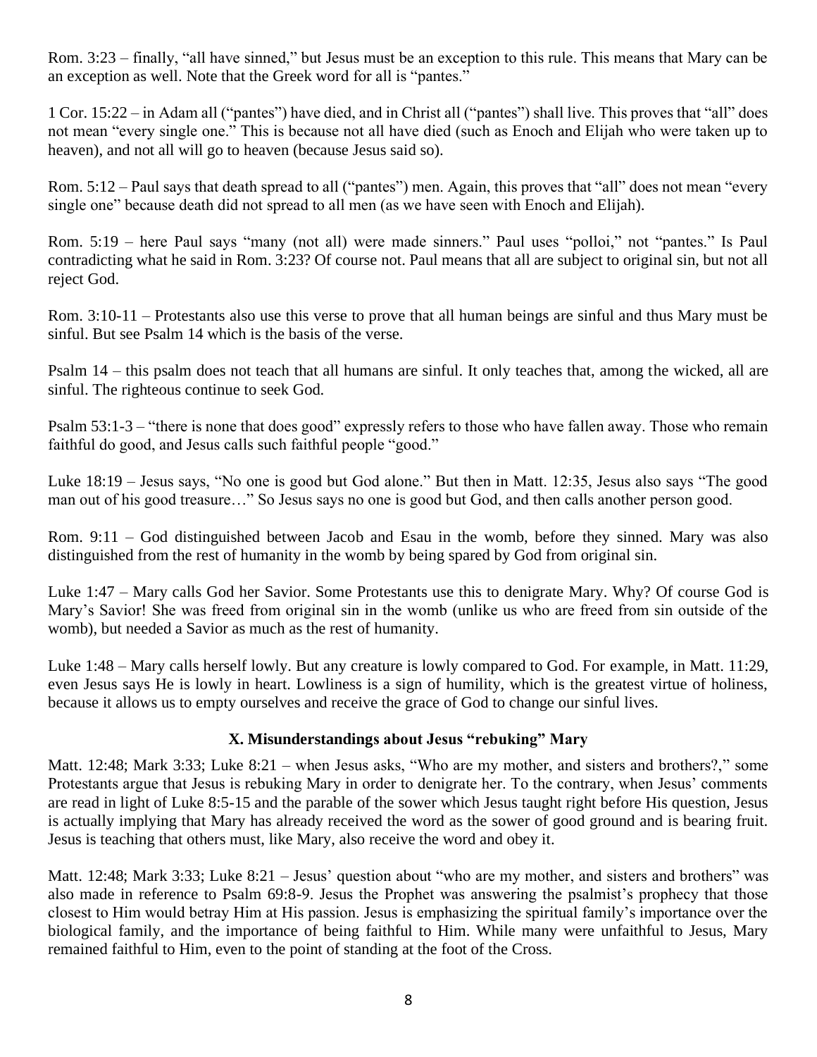Rom. 3:23 – finally, "all have sinned," but Jesus must be an exception to this rule. This means that Mary can be an exception as well. Note that the Greek word for all is "pantes."

1 Cor. 15:22 – in Adam all ("pantes") have died, and in Christ all ("pantes") shall live. This proves that "all" does not mean "every single one." This is because not all have died (such as Enoch and Elijah who were taken up to heaven), and not all will go to heaven (because Jesus said so).

Rom. 5:12 – Paul says that death spread to all ("pantes") men. Again, this proves that "all" does not mean "every single one" because death did not spread to all men (as we have seen with Enoch and Elijah).

Rom. 5:19 – here Paul says "many (not all) were made sinners." Paul uses "polloi," not "pantes." Is Paul contradicting what he said in Rom. 3:23? Of course not. Paul means that all are subject to original sin, but not all reject God.

Rom. 3:10-11 – Protestants also use this verse to prove that all human beings are sinful and thus Mary must be sinful. But see Psalm 14 which is the basis of the verse.

Psalm 14 – this psalm does not teach that all humans are sinful. It only teaches that, among the wicked, all are sinful. The righteous continue to seek God.

Psalm 53:1-3 – "there is none that does good" expressly refers to those who have fallen away. Those who remain faithful do good, and Jesus calls such faithful people "good."

Luke 18:19 – Jesus says, "No one is good but God alone." But then in Matt. 12:35, Jesus also says "The good man out of his good treasure…" So Jesus says no one is good but God, and then calls another person good.

Rom. 9:11 – God distinguished between Jacob and Esau in the womb, before they sinned. Mary was also distinguished from the rest of humanity in the womb by being spared by God from original sin.

Luke 1:47 – Mary calls God her Savior. Some Protestants use this to denigrate Mary. Why? Of course God is Mary's Savior! She was freed from original sin in the womb (unlike us who are freed from sin outside of the womb), but needed a Savior as much as the rest of humanity.

Luke 1:48 – Mary calls herself lowly. But any creature is lowly compared to God. For example, in Matt. 11:29, even Jesus says He is lowly in heart. Lowliness is a sign of humility, which is the greatest virtue of holiness, because it allows us to empty ourselves and receive the grace of God to change our sinful lives.

## X. Misunderstandings about Jesus "rebuking" Mary

Matt. 12:48; Mark 3:33; Luke 8:21 – when Jesus asks, "Who are my mother, and sisters and brothers?," some Protestants argue that Jesus is rebuking Mary in order to denigrate her. To the contrary, when Jesus' comments are read in light of Luke 8:5-15 and the parable of the sower which Jesus taught right before His question, Jesus is actually implying that Mary has already received the word as the sower of good ground and is bearing fruit. Jesus is teaching that others must, like Mary, also receive the word and obey it.

Matt. 12:48; Mark 3:33; Luke 8:21 – Jesus' question about "who are my mother, and sisters and brothers" was also made in reference to Psalm 69:8-9. Jesus the Prophet was answering the psalmist's prophecy that those closest to Him would betray Him at His passion. Jesus is emphasizing the spiritual family's importance over the biological family, and the importance of being faithful to Him. While many were unfaithful to Jesus, Mary remained faithful to Him, even to the point of standing at the foot of the Cross.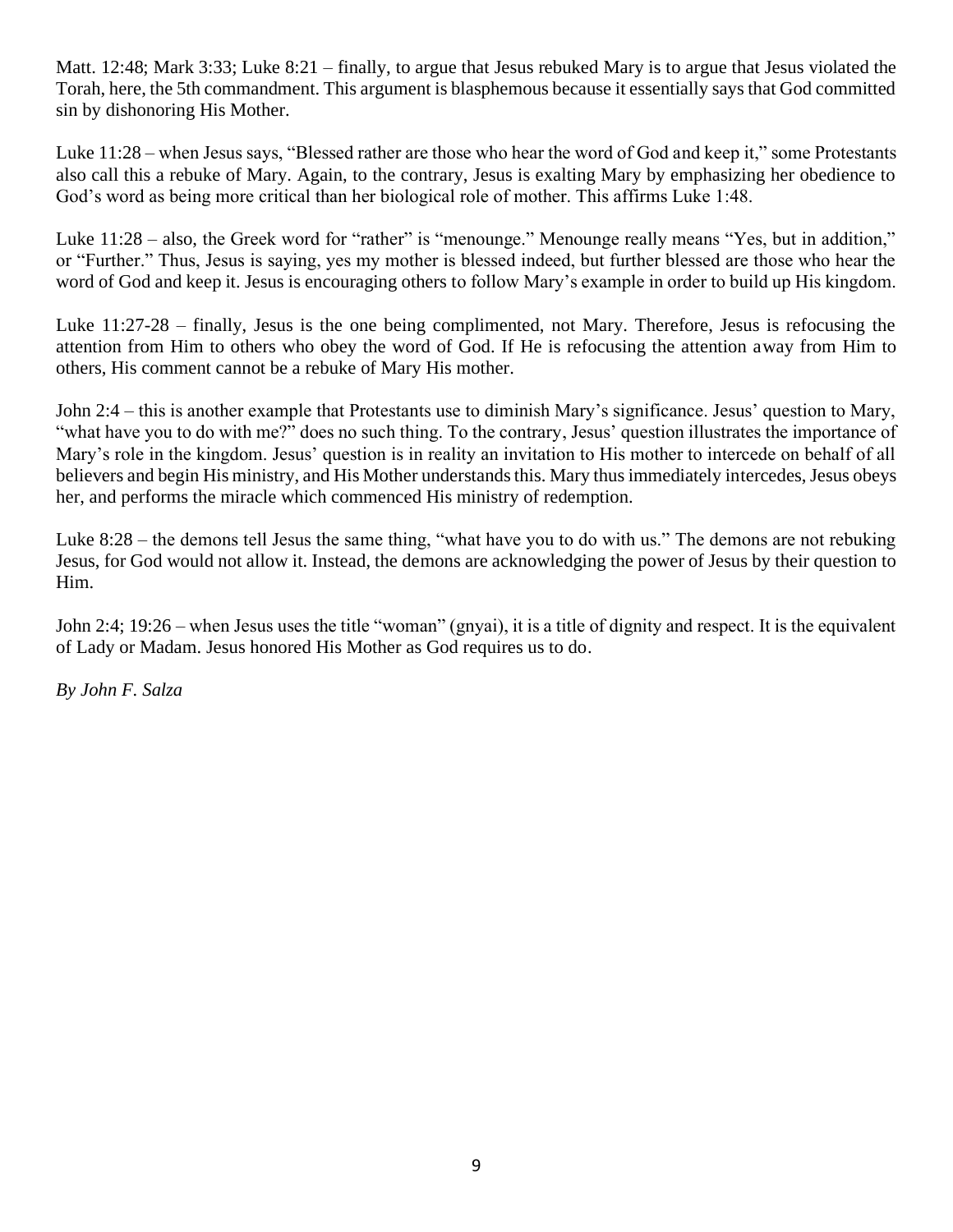Matt. 12:48; Mark 3:33; Luke 8:21 – finally, to argue that Jesus rebuked Mary is to argue that Jesus violated the Torah, here, the 5th commandment. This argument is blasphemous because it essentially says that God committed sin by dishonoring His Mother.

Luke 11:28 – when Jesus says, "Blessed rather are those who hear the word of God and keep it," some Protestants also call this a rebuke of Mary. Again, to the contrary, Jesus is exalting Mary by emphasizing her obedience to God's word as being more critical than her biological role of mother. This affirms Luke 1:48.

Luke 11:28 – also, the Greek word for "rather" is "menounge." Menounge really means "Yes, but in addition," or "Further." Thus, Jesus is saying, yes my mother is blessed indeed, but further blessed are those who hear the word of God and keep it. Jesus is encouraging others to follow Mary's example in order to build up His kingdom.

Luke 11:27-28 – finally, Jesus is the one being complimented, not Mary. Therefore, Jesus is refocusing the attention from Him to others who obey the word of God. If He is refocusing the attention away from Him to others, His comment cannot be a rebuke of Mary His mother.

John 2:4 – this is another example that Protestants use to diminish Mary's significance. Jesus' question to Mary, "what have you to do with me?" does no such thing. To the contrary, Jesus' question illustrates the importance of Mary's role in the kingdom. Jesus' question is in reality an invitation to His mother to intercede on behalf of all believers and begin His ministry, and His Mother understands this. Mary thus immediately intercedes, Jesus obeys her, and performs the miracle which commenced His ministry of redemption.

Luke 8:28 – the demons tell Jesus the same thing, "what have you to do with us." The demons are not rebuking Jesus, for God would not allow it. Instead, the demons are acknowledging the power of Jesus by their question to Him.

John 2:4; 19:26 – when Jesus uses the title "woman" (gnyai), it is a title of dignity and respect. It is the equivalent of Lady or Madam. Jesus honored His Mother as God requires us to do.

*By John F. Salza*